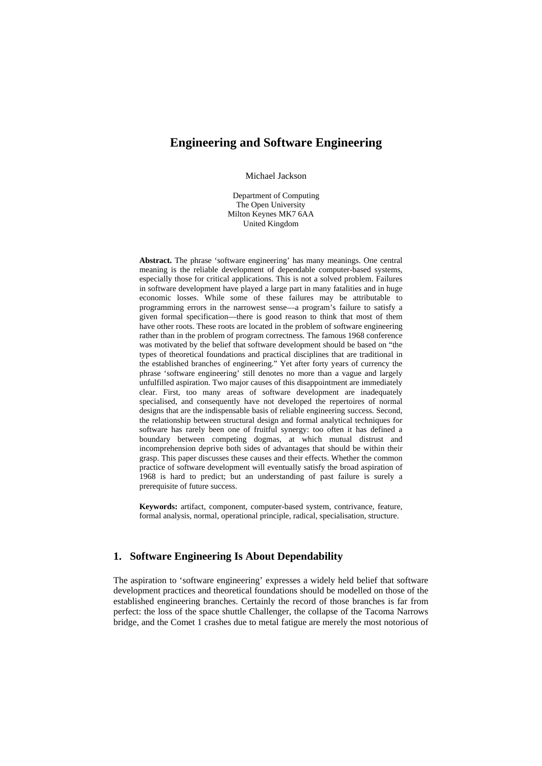# Engineering and Software Engineering

Michael Jackson

Department of Computing
The Open University
Milton Keynes MK7 6AA
United Kingdom

**Abstract.** The phrase 'software engineering' has many meanings. One central meaning is the reliable development of dependable computer-based systems, especially those for critical applications. This is not a solved problem. Failures in software development have played a large part in many fatalities and in huge economic losses. While some of these failures may be attributable to programming errors in the narrowest sense—a program's failure to satisfy a given formal specification—there is good reason to think that most of them have other roots. These roots are located in the problem of software engineering rather than in the problem of program correctness. The famous 1968 conference was motivated by the belief that software development should be based on "the types of theoretical foundations and practical disciplines that are traditional in the established branches of engineering." Yet after forty years of currency the phrase 'software engineering' still denotes no more than a vague and largely unfulfilled aspiration. Two major causes of this disappointment are immediately clear. First, too many areas of software development are inadequately specialised, and consequently have not developed the repertoires of normal designs that are the indispensable basis of reliable engineering success. Second, the relationship between structural design and formal analytical techniques for software has rarely been one of fruitful synergy: too often it has defined a boundary between competing dogmas, at which mutual distrust and incomprehension deprive both sides of advantages that should be within their grasp. This paper discusses these causes and their effects. Whether the common practice of software development will eventually satisfy the broad aspiration of 1968 is hard to predict; but an understanding of past failure is surely a prerequisite of future success.

**Keywords:** artifact, component, computer-based system, contrivance, feature, formal analysis, normal, operational principle, radical, specialisation, structure.

## 1. Software Engineering Is About Dependability

The aspiration to 'software engineering' expresses a widely held belief that software development practices and theoretical foundations should be modelled on those of the established engineering branches. Certainly the record of those branches is far from perfect: the loss of the space shuttle Challenger, the collapse of the Tacoma Narrows bridge, and the Comet 1 crashes due to metal fatigue are merely the most notorious of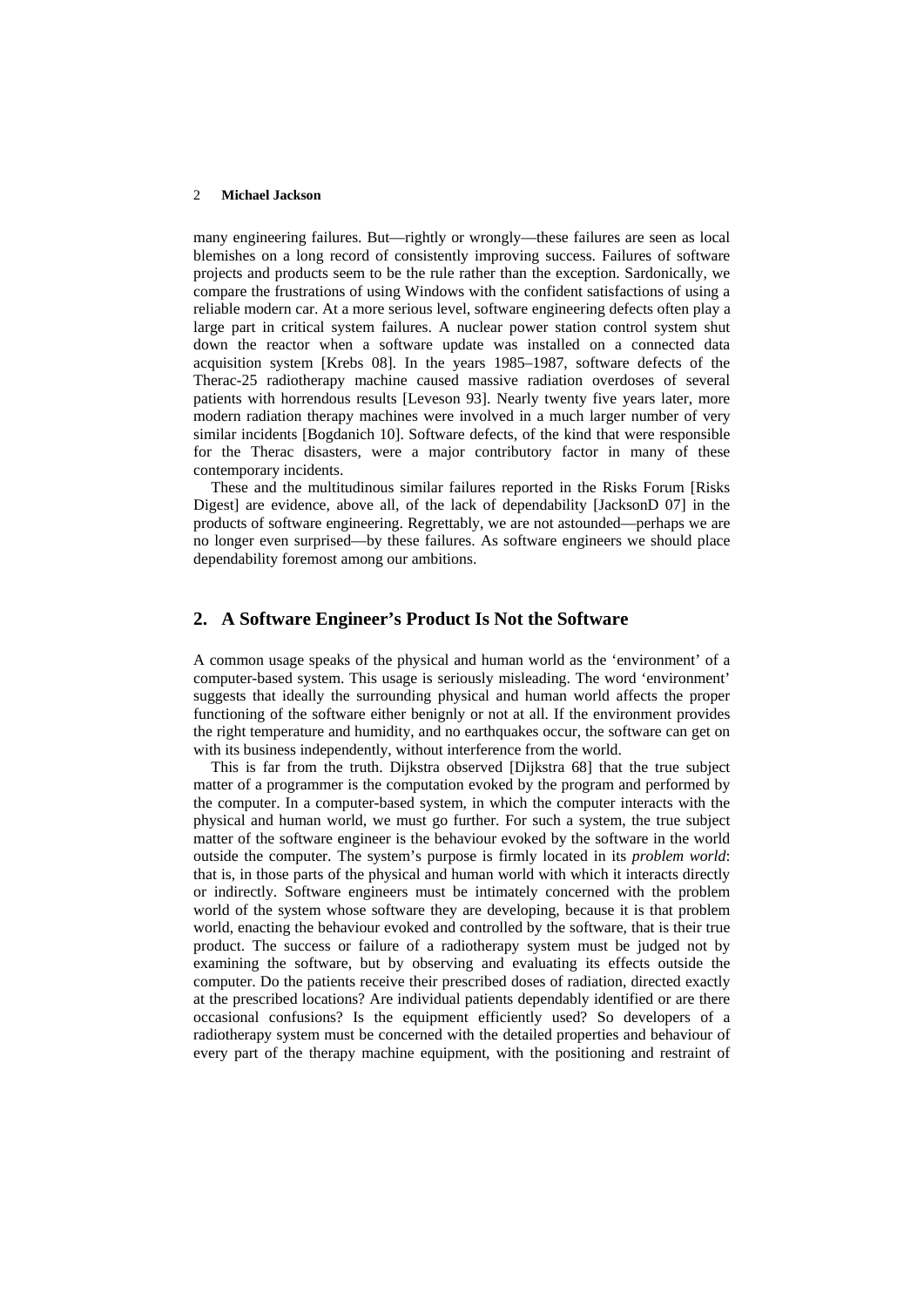many engineering failures. But—rightly or wrongly—these failures are seen as local blemishes on a long record of consistently improving success. Failures of software projects and products seem to be the rule rather than the exception. Sardonically, we compare the frustrations of using Windows with the confident satisfactions of using a reliable modern car. At a more serious level, software engineering defects often play a large part in critical system failures. A nuclear power station control system shut down the reactor when a software update was installed on a connected data acquisition system [Krebs 08]. In the years 1985–1987, software defects of the Therac-25 radiotherapy machine caused massive radiation overdoses of several patients with horrendous results [Leveson 93]. Nearly twenty five years later, more modern radiation therapy machines were involved in a much larger number of very similar incidents [Bogdanich 10]. Software defects, of the kind that were responsible for the Therac disasters, were a major contributory factor in many of these contemporary incidents.

These and the multitudinous similar failures reported in the Risks Forum [Risks Digest] are evidence, above all, of the lack of dependability [JacksonD 07] in the products of software engineering. Regrettably, we are not astounded—perhaps we are no longer even surprised—by these failures. As software engineers we should place dependability foremost among our ambitions.

## 2. A Software Engineer's Product Is Not the Software

A common usage speaks of the physical and human world as the 'environment' of a computer-based system. This usage is seriously misleading. The word 'environment' suggests that ideally the surrounding physical and human world affects the proper functioning of the software either benignly or not at all. If the environment provides the right temperature and humidity, and no earthquakes occur, the software can get on with its business independently, without interference from the world.

This is far from the truth. Dijkstra observed [Dijkstra 68] that the true subject matter of a programmer is the computation evoked by the program and performed by the computer. In a computer-based system, in which the computer interacts with the physical and human world, we must go further. For such a system, the true subject matter of the software engineer is the behaviour evoked by the software in the world outside the computer. The system's purpose is firmly located in its *problem world*: that is, in those parts of the physical and human world with which it interacts directly or indirectly. Software engineers must be intimately concerned with the problem world of the system whose software they are developing, because it is that problem world, enacting the behaviour evoked and controlled by the software, that is their true product. The success or failure of a radiotherapy system must be judged not by examining the software, but by observing and evaluating its effects outside the computer. Do the patients receive their prescribed doses of radiation, directed exactly at the prescribed locations? Are individual patients dependably identified or are there occasional confusions? Is the equipment efficiently used? So developers of a radiotherapy system must be concerned with the detailed properties and behaviour of every part of the therapy machine equipment, with the positioning and restraint of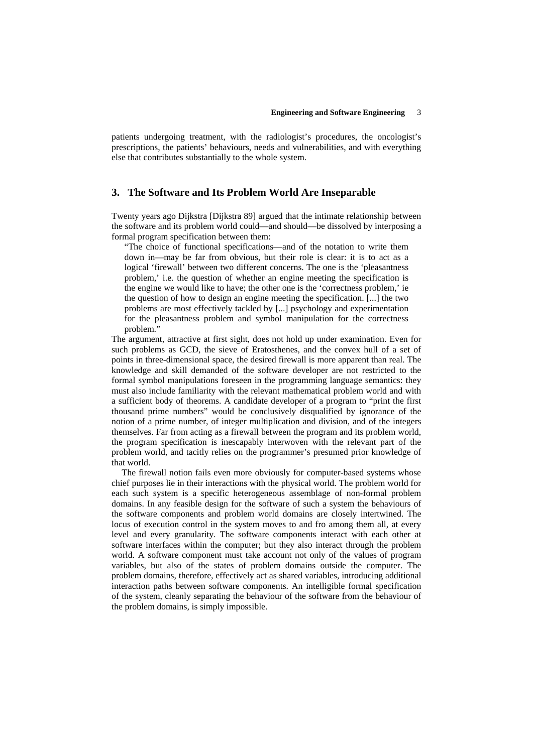patients undergoing treatment, with the radiologist's procedures, the oncologist's prescriptions, the patients' behaviours, needs and vulnerabilities, and with everything else that contributes substantially to the whole system.

## 3. The Software and Its Problem World Are Inseparable

Twenty years ago Dijkstra [Dijkstra 89] argued that the intimate relationship between the software and its problem world could—and should—be dissolved by interposing a formal program specification between them:

> "The choice of functional specifications—and of the notation to write them down in—may be far from obvious, but their role is clear: it is to act as a logical 'firewall' between two different concerns. The one is the 'pleasantness problem,' i.e. the question of whether an engine meeting the specification is the engine we would like to have; the other one is the 'correctness problem,' ie the question of how to design an engine meeting the specification. [...] the two problems are most effectively tackled by [...] psychology and experimentation for the pleasantness problem and symbol manipulation for the correctness problem."

The argument, attractive at first sight, does not hold up under examination. Even for such problems as GCD, the sieve of Eratosthenes, and the convex hull of a set of points in three-dimensional space, the desired firewall is more apparent than real. The knowledge and skill demanded of the software developer are not restricted to the formal symbol manipulations foreseen in the programming language semantics: they must also include familiarity with the relevant mathematical problem world and with a sufficient body of theorems. A candidate developer of a program to "print the first thousand prime numbers" would be conclusively disqualified by ignorance of the notion of a prime number, of integer multiplication and division, and of the integers themselves. Far from acting as a firewall between the program and its problem world, the program specification is inescapably interwoven with the relevant part of the problem world, and tacitly relies on the programmer's presumed prior knowledge of that world.

The firewall notion fails even more obviously for computer-based systems whose chief purposes lie in their interactions with the physical world. The problem world for each such system is a specific heterogeneous assemblage of non-formal problem domains. In any feasible design for the software of such a system the behaviours of the software components and problem world domains are closely intertwined. The locus of execution control in the system moves to and fro among them all, at every level and every granularity. The software components interact with each other at software interfaces within the computer; but they also interact through the problem world. A software component must take account not only of the values of program variables, but also of the states of problem domains outside the computer. The problem domains, therefore, effectively act as shared variables, introducing additional interaction paths between software components. An intelligible formal specification of the system, cleanly separating the behaviour of the software from the behaviour of the problem domains, is simply impossible.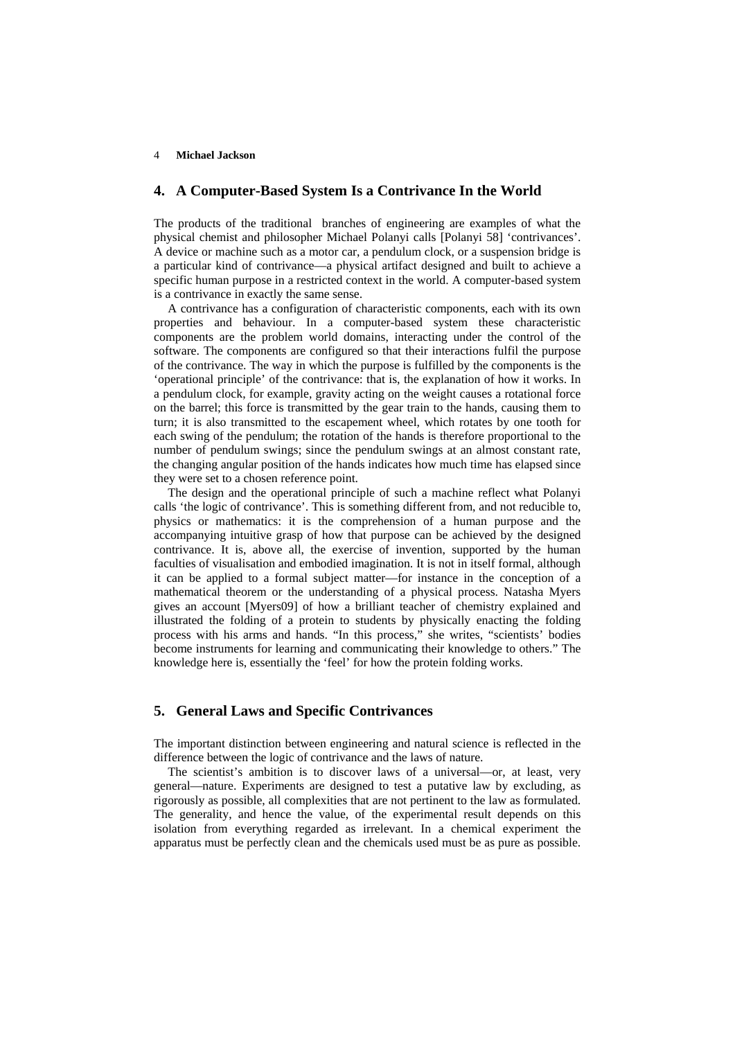## 4. A Computer-Based System Is a Contrivance In the World

The products of the traditional branches of engineering are examples of what the physical chemist and philosopher Michael Polanyi calls [Polanyi 58] 'contrivances'. A device or machine such as a motor car, a pendulum clock, or a suspension bridge is a particular kind of contrivance—a physical artifact designed and built to achieve a specific human purpose in a restricted context in the world. A computer-based system is a contrivance in exactly the same sense.

A contrivance has a configuration of characteristic components, each with its own properties and behaviour. In a computer-based system these characteristic components are the problem world domains, interacting under the control of the software. The components are configured so that their interactions fulfil the purpose of the contrivance. The way in which the purpose is fulfilled by the components is the 'operational principle' of the contrivance: that is, the explanation of how it works. In a pendulum clock, for example, gravity acting on the weight causes a rotational force on the barrel; this force is transmitted by the gear train to the hands, causing them to turn; it is also transmitted to the escapement wheel, which rotates by one tooth for each swing of the pendulum; the rotation of the hands is therefore proportional to the number of pendulum swings; since the pendulum swings at an almost constant rate, the changing angular position of the hands indicates how much time has elapsed since they were set to a chosen reference point.

The design and the operational principle of such a machine reflect what Polanyi calls 'the logic of contrivance'. This is something different from, and not reducible to, physics or mathematics: it is the comprehension of a human purpose and the accompanying intuitive grasp of how that purpose can be achieved by the designed contrivance. It is, above all, the exercise of invention, supported by the human faculties of visualisation and embodied imagination. It is not in itself formal, although it can be applied to a formal subject matter—for instance in the conception of a mathematical theorem or the understanding of a physical process. Natasha Myers gives an account [Myers09] of how a brilliant teacher of chemistry explained and illustrated the folding of a protein to students by physically enacting the folding process with his arms and hands. "In this process," she writes, "scientists' bodies become instruments for learning and communicating their knowledge to others." The knowledge here is, essentially the 'feel' for how the protein folding works.

## 5. General Laws and Specific Contrivances

The important distinction between engineering and natural science is reflected in the difference between the logic of contrivance and the laws of nature.

The scientist's ambition is to discover laws of a universal—or, at least, very general—nature. Experiments are designed to test a putative law by excluding, as rigorously as possible, all complexities that are not pertinent to the law as formulated. The generality, and hence the value, of the experimental result depends on this isolation from everything regarded as irrelevant. In a chemical experiment the apparatus must be perfectly clean and the chemicals used must be as pure as possible.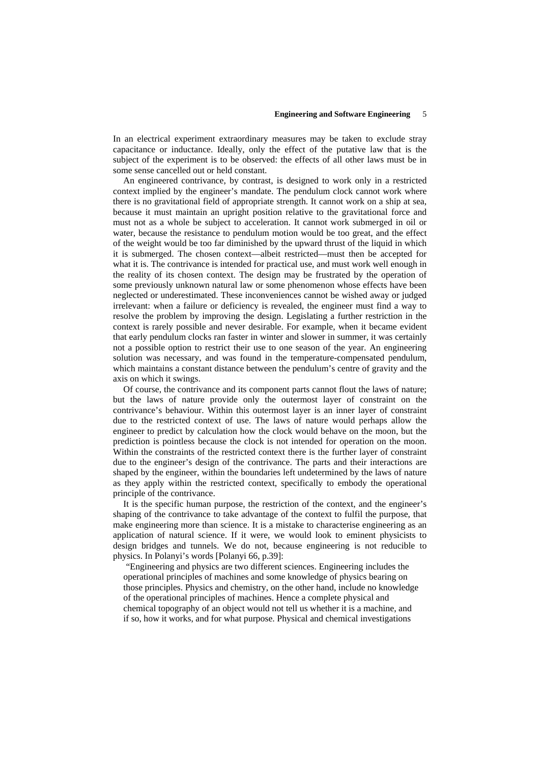In an electrical experiment extraordinary measures may be taken to exclude stray capacitance or inductance. Ideally, only the effect of the putative law that is the subject of the experiment is to be observed: the effects of all other laws must be in some sense cancelled out or held constant.

An engineered contrivance, by contrast, is designed to work only in a restricted context implied by the engineer's mandate. The pendulum clock cannot work where there is no gravitational field of appropriate strength. It cannot work on a ship at sea, because it must maintain an upright position relative to the gravitational force and must not as a whole be subject to acceleration. It cannot work submerged in oil or water, because the resistance to pendulum motion would be too great, and the effect of the weight would be too far diminished by the upward thrust of the liquid in which it is submerged. The chosen context—albeit restricted—must then be accepted for what it is. The contrivance is intended for practical use, and must work well enough in the reality of its chosen context. The design may be frustrated by the operation of some previously unknown natural law or some phenomenon whose effects have been neglected or underestimated. These inconveniences cannot be wished away or judged irrelevant: when a failure or deficiency is revealed, the engineer must find a way to resolve the problem by improving the design. Legislating a further restriction in the context is rarely possible and never desirable. For example, when it became evident that early pendulum clocks ran faster in winter and slower in summer, it was certainly not a possible option to restrict their use to one season of the year. An engineering solution was necessary, and was found in the temperature-compensated pendulum, which maintains a constant distance between the pendulum's centre of gravity and the axis on which it swings.

Of course, the contrivance and its component parts cannot flout the laws of nature; but the laws of nature provide only the outermost layer of constraint on the contrivance's behaviour. Within this outermost layer is an inner layer of constraint due to the restricted context of use. The laws of nature would perhaps allow the engineer to predict by calculation how the clock would behave on the moon, but the prediction is pointless because the clock is not intended for operation on the moon. Within the constraints of the restricted context there is the further layer of constraint due to the engineer's design of the contrivance. The parts and their interactions are shaped by the engineer, within the boundaries left undetermined by the laws of nature as they apply within the restricted context, specifically to embody the operational principle of the contrivance.

It is the specific human purpose, the restriction of the context, and the engineer's shaping of the contrivance to take advantage of the context to fulfil the purpose, that make engineering more than science. It is a mistake to characterise engineering as an application of natural science. If it were, we would look to eminent physicists to design bridges and tunnels. We do not, because engineering is not reducible to physics. In Polanyi's words [Polanyi 66, p.39]:

> "Engineering and physics are two different sciences. Engineering includes the operational principles of machines and some knowledge of physics bearing on those principles. Physics and chemistry, on the other hand, include no knowledge of the operational principles of machines. Hence a complete physical and chemical topography of an object would not tell us whether it is a machine, and if so, how it works, and for what purpose. Physical and chemical investigations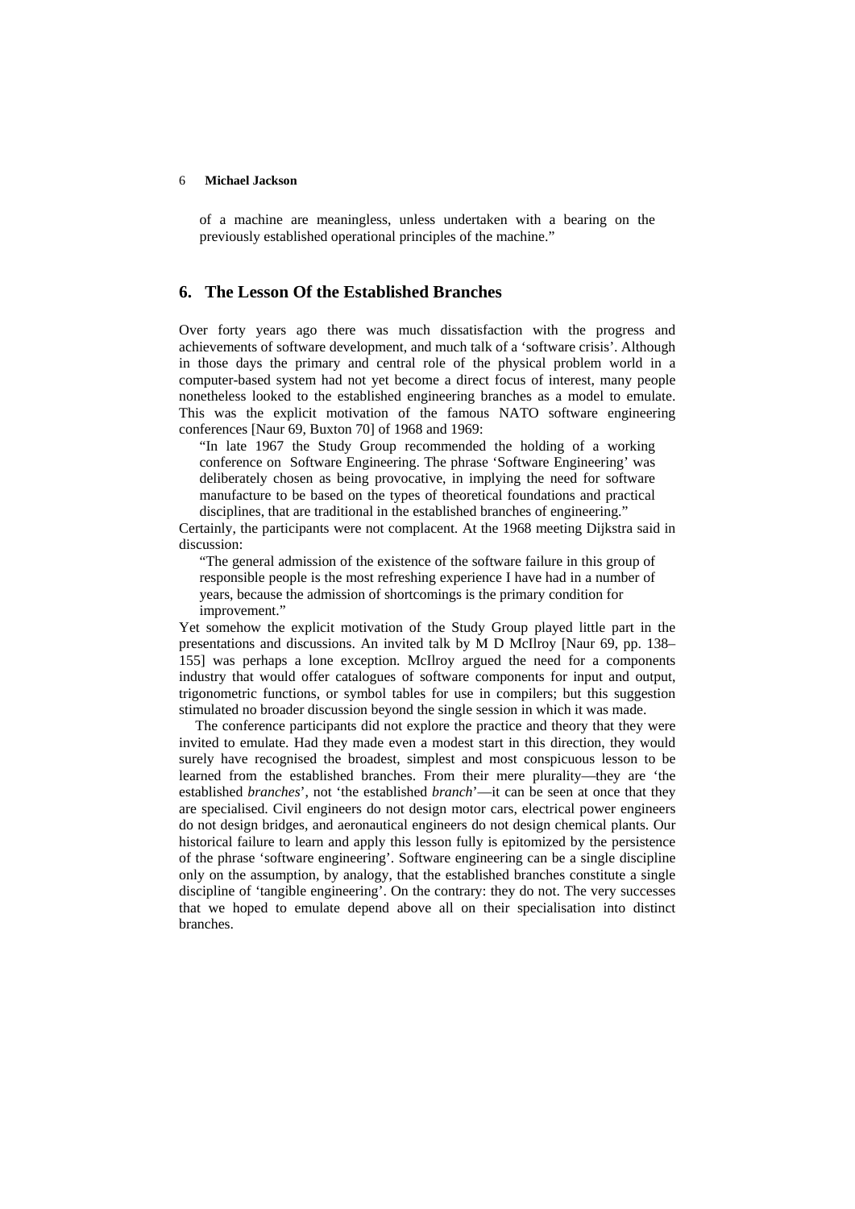of a machine are meaningless, unless undertaken with a bearing on the previously established operational principles of the machine."

## 6. The Lesson Of the Established Branches

Over forty years ago there was much dissatisfaction with the progress and achievements of software development, and much talk of a 'software crisis'. Although in those days the primary and central role of the physical problem world in a computer-based system had not yet become a direct focus of interest, many people nonetheless looked to the established engineering branches as a model to emulate. This was the explicit motivation of the famous NATO software engineering conferences [Naur 69, Buxton 70] of 1968 and 1969:

> "In late 1967 the Study Group recommended the holding of a working conference on Software Engineering. The phrase 'Software Engineering' was deliberately chosen as being provocative, in implying the need for software manufacture to be based on the types of theoretical foundations and practical disciplines, that are traditional in the established branches of engineering."

Certainly, the participants were not complacent. At the 1968 meeting Dijkstra said in discussion:

> "The general admission of the existence of the software failure in this group of responsible people is the most refreshing experience I have had in a number of years, because the admission of shortcomings is the primary condition for improvement."

Yet somehow the explicit motivation of the Study Group played little part in the presentations and discussions. An invited talk by M D McIlroy [Naur 69, pp. 138–155] was perhaps a lone exception. McIlroy argued the need for a components industry that would offer catalogues of software components for input and output, trigonometric functions, or symbol tables for use in compilers; but this suggestion stimulated no broader discussion beyond the single session in which it was made.

The conference participants did not explore the practice and theory that they were invited to emulate. Had they made even a modest start in this direction, they would surely have recognised the broadest, simplest and most conspicuous lesson to be learned from the established branches. From their mere plurality—they are 'the established *branches*', not 'the established *branch*'—it can be seen at once that they are specialised. Civil engineers do not design motor cars, electrical power engineers do not design bridges, and aeronautical engineers do not design chemical plants. Our historical failure to learn and apply this lesson fully is epitomized by the persistence of the phrase 'software engineering'. Software engineering can be a single discipline only on the assumption, by analogy, that the established branches constitute a single discipline of 'tangible engineering'. On the contrary: they do not. The very successes that we hoped to emulate depend above all on their specialisation into distinct branches.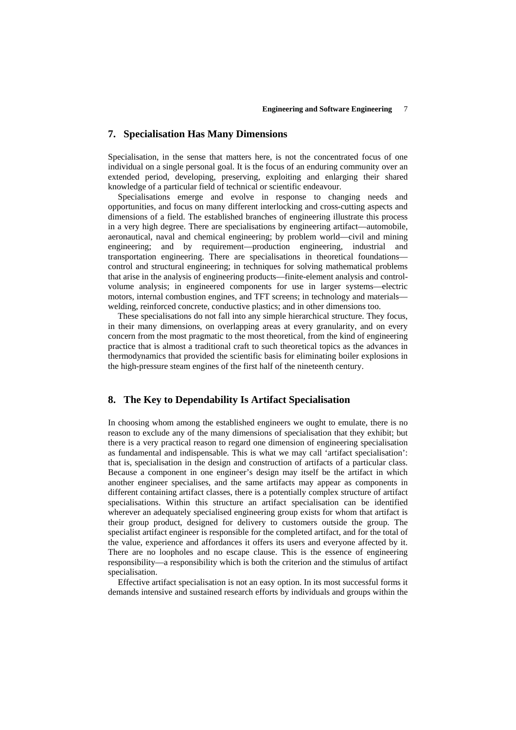## 7. Specialisation Has Many Dimensions

Specialisation, in the sense that matters here, is not the concentrated focus of one individual on a single personal goal. It is the focus of an enduring community over an extended period, developing, preserving, exploiting and enlarging their shared knowledge of a particular field of technical or scientific endeavour.

Specialisations emerge and evolve in response to changing needs and opportunities, and focus on many different interlocking and cross-cutting aspects and dimensions of a field. The established branches of engineering illustrate this process in a very high degree. There are specialisations by engineering artifact—automobile, aeronautical, naval and chemical engineering; by problem world—civil and mining engineering; and by requirement—production engineering, industrial and transportation engineering. There are specialisations in theoretical foundations—control and structural engineering; in techniques for solving mathematical problems that arise in the analysis of engineering products—finite-element analysis and control-volume analysis; in engineered components for use in larger systems—electric motors, internal combustion engines, and TFT screens; in technology and materials—welding, reinforced concrete, conductive plastics; and in other dimensions too.

These specialisations do not fall into any simple hierarchical structure. They focus, in their many dimensions, on overlapping areas at every granularity, and on every concern from the most pragmatic to the most theoretical, from the kind of engineering practice that is almost a traditional craft to such theoretical topics as the advances in thermodynamics that provided the scientific basis for eliminating boiler explosions in the high-pressure steam engines of the first half of the nineteenth century.

## 8. The Key to Dependability Is Artifact Specialisation

In choosing whom among the established engineers we ought to emulate, there is no reason to exclude any of the many dimensions of specialisation that they exhibit; but there is a very practical reason to regard one dimension of engineering specialisation as fundamental and indispensable. This is what we may call 'artifact specialisation': that is, specialisation in the design and construction of artifacts of a particular class. Because a component in one engineer's design may itself be the artifact in which another engineer specialises, and the same artifacts may appear as components in different containing artifact classes, there is a potentially complex structure of artifact specialisations. Within this structure an artifact specialisation can be identified wherever an adequately specialised engineering group exists for whom that artifact is their group product, designed for delivery to customers outside the group. The specialist artifact engineer is responsible for the completed artifact, and for the total of the value, experience and affordances it offers its users and everyone affected by it. There are no loopholes and no escape clause. This is the essence of engineering responsibility—a responsibility which is both the criterion and the stimulus of artifact specialisation.

Effective artifact specialisation is not an easy option. In its most successful forms it demands intensive and sustained research efforts by individuals and groups within the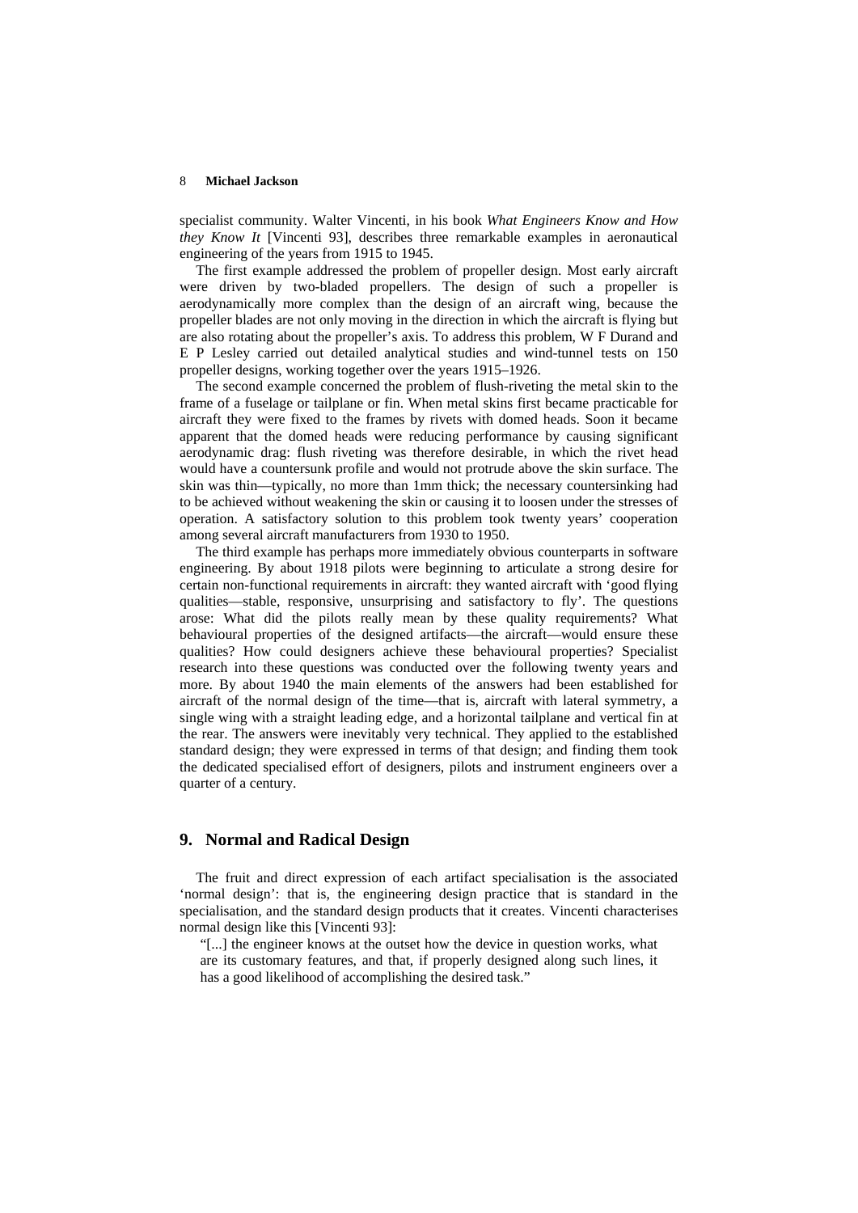specialist community. Walter Vincenti, in his book *What Engineers Know and How they Know It* [Vincenti 93], describes three remarkable examples in aeronautical engineering of the years from 1915 to 1945.

The first example addressed the problem of propeller design. Most early aircraft were driven by two-bladed propellers. The design of such a propeller is aerodynamically more complex than the design of an aircraft wing, because the propeller blades are not only moving in the direction in which the aircraft is flying but are also rotating about the propeller's axis. To address this problem, W F Durand and E P Lesley carried out detailed analytical studies and wind-tunnel tests on 150 propeller designs, working together over the years 1915–1926.

The second example concerned the problem of flush-riveting the metal skin to the frame of a fuselage or tailplane or fin. When metal skins first became practicable for aircraft they were fixed to the frames by rivets with domed heads. Soon it became apparent that the domed heads were reducing performance by causing significant aerodynamic drag: flush riveting was therefore desirable, in which the rivet head would have a countersunk profile and would not protrude above the skin surface. The skin was thin—typically, no more than 1mm thick; the necessary countersinking had to be achieved without weakening the skin or causing it to loosen under the stresses of operation. A satisfactory solution to this problem took twenty years' cooperation among several aircraft manufacturers from 1930 to 1950.

The third example has perhaps more immediately obvious counterparts in software engineering. By about 1918 pilots were beginning to articulate a strong desire for certain non-functional requirements in aircraft: they wanted aircraft with 'good flying qualities—stable, responsive, unsurprising and satisfactory to fly'. The questions arose: What did the pilots really mean by these quality requirements? What behavioural properties of the designed artifacts—the aircraft—would ensure these qualities? How could designers achieve these behavioural properties? Specialist research into these questions was conducted over the following twenty years and more. By about 1940 the main elements of the answers had been established for aircraft of the normal design of the time—that is, aircraft with lateral symmetry, a single wing with a straight leading edge, and a horizontal tailplane and vertical fin at the rear. The answers were inevitably very technical. They applied to the established standard design; they were expressed in terms of that design; and finding them took the dedicated specialised effort of designers, pilots and instrument engineers over a quarter of a century.

## 9. Normal and Radical Design

The fruit and direct expression of each artifact specialisation is the associated 'normal design': that is, the engineering design practice that is standard in the specialisation, and the standard design products that it creates. Vincenti characterises normal design like this [Vincenti 93]:

> "[...] the engineer knows at the outset how the device in question works, what are its customary features, and that, if properly designed along such lines, it has a good likelihood of accomplishing the desired task."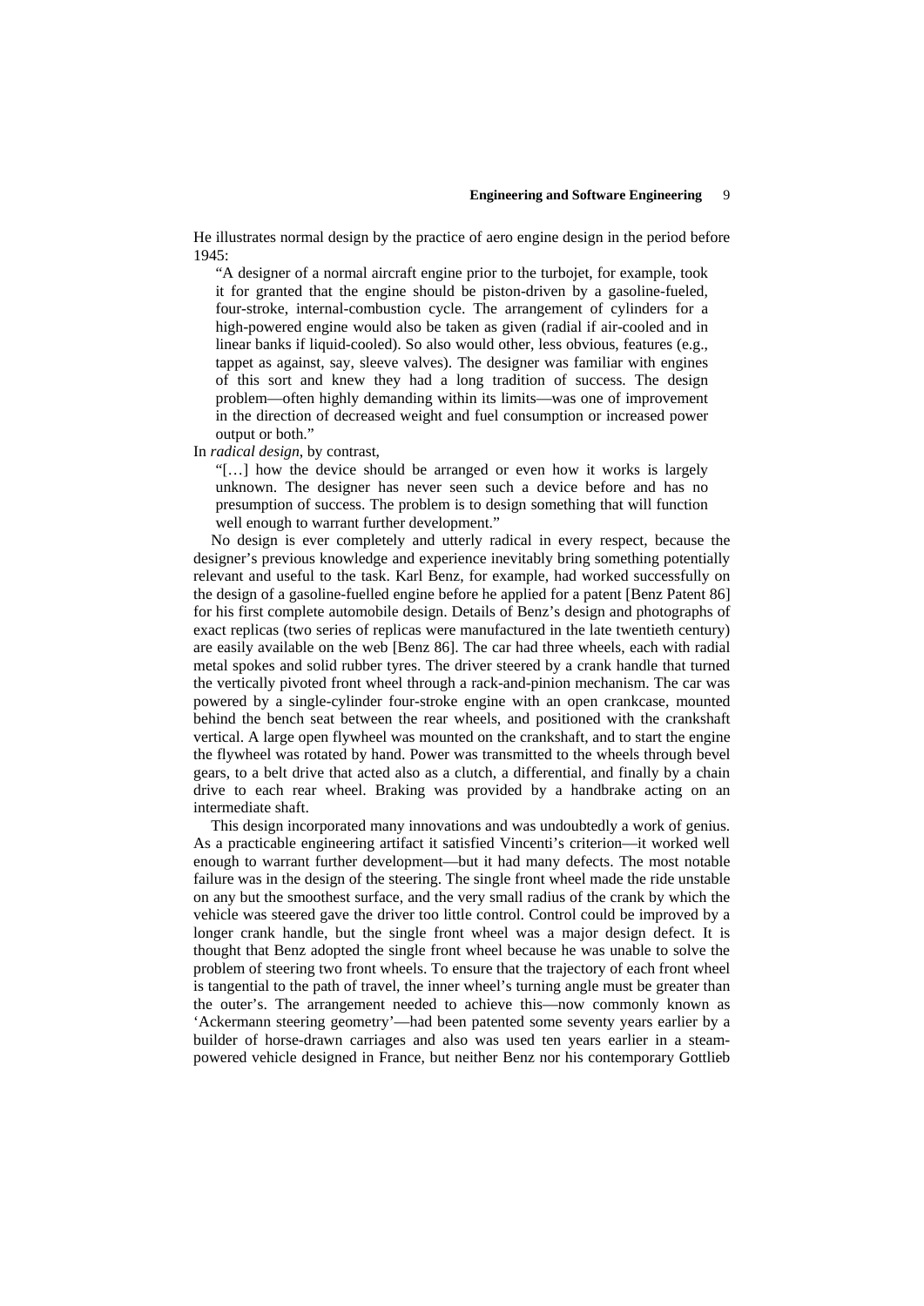He illustrates normal design by the practice of aero engine design in the period before 1945:

> "A designer of a normal aircraft engine prior to the turbojet, for example, took it for granted that the engine should be piston-driven by a gasoline-fueled, four-stroke, internal-combustion cycle. The arrangement of cylinders for a high-powered engine would also be taken as given (radial if air-cooled and in linear banks if liquid-cooled). So also would other, less obvious, features (e.g., tappet as against, say, sleeve valves). The designer was familiar with engines of this sort and knew they had a long tradition of success. The design problem—often highly demanding within its limits—was one of improvement in the direction of decreased weight and fuel consumption or increased power output or both."

In *radical design*, by contrast,

> "[…] how the device should be arranged or even how it works is largely unknown. The designer has never seen such a device before and has no presumption of success. The problem is to design something that will function well enough to warrant further development."

No design is ever completely and utterly radical in every respect, because the designer's previous knowledge and experience inevitably bring something potentially relevant and useful to the task. Karl Benz, for example, had worked successfully on the design of a gasoline-fuelled engine before he applied for a patent [Benz Patent 86] for his first complete automobile design. Details of Benz's design and photographs of exact replicas (two series of replicas were manufactured in the late twentieth century) are easily available on the web [Benz 86]. The car had three wheels, each with radial metal spokes and solid rubber tyres. The driver steered by a crank handle that turned the vertically pivoted front wheel through a rack-and-pinion mechanism. The car was powered by a single-cylinder four-stroke engine with an open crankcase, mounted behind the bench seat between the rear wheels, and positioned with the crankshaft vertical. A large open flywheel was mounted on the crankshaft, and to start the engine the flywheel was rotated by hand. Power was transmitted to the wheels through bevel gears, to a belt drive that acted also as a clutch, a differential, and finally by a chain drive to each rear wheel. Braking was provided by a handbrake acting on an intermediate shaft.

This design incorporated many innovations and was undoubtedly a work of genius. As a practicable engineering artifact it satisfied Vincenti's criterion—it worked well enough to warrant further development—but it had many defects. The most notable failure was in the design of the steering. The single front wheel made the ride unstable on any but the smoothest surface, and the very small radius of the crank by which the vehicle was steered gave the driver too little control. Control could be improved by a longer crank handle, but the single front wheel was a major design defect. It is thought that Benz adopted the single front wheel because he was unable to solve the problem of steering two front wheels. To ensure that the trajectory of each front wheel is tangential to the path of travel, the inner wheel's turning angle must be greater than the outer's. The arrangement needed to achieve this—now commonly known as 'Ackermann steering geometry'—had been patented some seventy years earlier by a builder of horse-drawn carriages and also was used ten years earlier in a steam-powered vehicle designed in France, but neither Benz nor his contemporary Gottlieb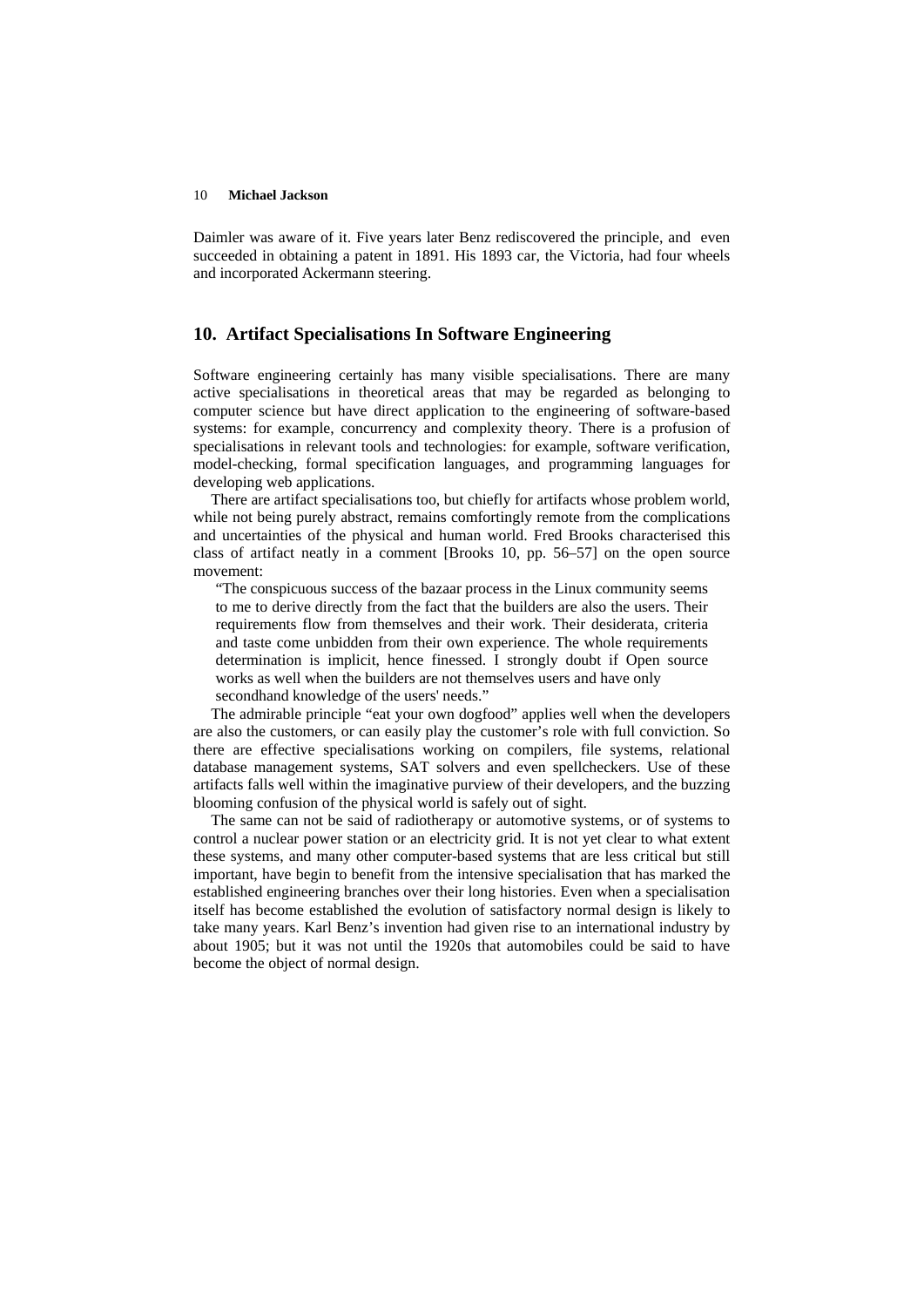Daimler was aware of it. Five years later Benz rediscovered the principle, and even succeeded in obtaining a patent in 1891. His 1893 car, the Victoria, had four wheels and incorporated Ackermann steering.

## 10. Artifact Specialisations In Software Engineering

Software engineering certainly has many visible specialisations. There are many active specialisations in theoretical areas that may be regarded as belonging to computer science but have direct application to the engineering of software-based systems: for example, concurrency and complexity theory. There is a profusion of specialisations in relevant tools and technologies: for example, software verification, model-checking, formal specification languages, and programming languages for developing web applications.

There are artifact specialisations too, but chiefly for artifacts whose problem world, while not being purely abstract, remains comfortingly remote from the complications and uncertainties of the physical and human world. Fred Brooks characterised this class of artifact neatly in a comment [Brooks 10, pp. 56–57] on the open source movement:

> "The conspicuous success of the bazaar process in the Linux community seems to me to derive directly from the fact that the builders are also the users. Their requirements flow from themselves and their work. Their desiderata, criteria and taste come unbidden from their own experience. The whole requirements determination is implicit, hence finessed. I strongly doubt if Open source works as well when the builders are not themselves users and have only secondhand knowledge of the users' needs."

The admirable principle "eat your own dogfood" applies well when the developers are also the customers, or can easily play the customer's role with full conviction. So there are effective specialisations working on compilers, file systems, relational database management systems, SAT solvers and even spellcheckers. Use of these artifacts falls well within the imaginative purview of their developers, and the buzzing blooming confusion of the physical world is safely out of sight.

The same can not be said of radiotherapy or automotive systems, or of systems to control a nuclear power station or an electricity grid. It is not yet clear to what extent these systems, and many other computer-based systems that are less critical but still important, have begin to benefit from the intensive specialisation that has marked the established engineering branches over their long histories. Even when a specialisation itself has become established the evolution of satisfactory normal design is likely to take many years. Karl Benz's invention had given rise to an international industry by about 1905; but it was not until the 1920s that automobiles could be said to have become the object of normal design.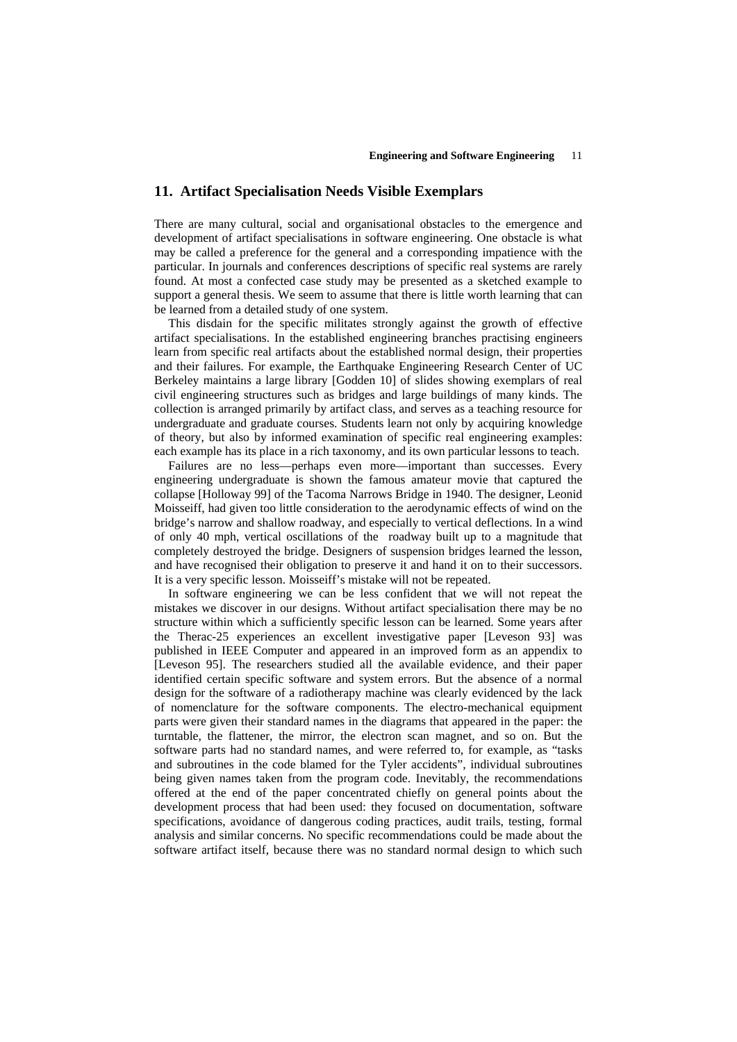## 11. Artifact Specialisation Needs Visible Exemplars

There are many cultural, social and organisational obstacles to the emergence and development of artifact specialisations in software engineering. One obstacle is what may be called a preference for the general and a corresponding impatience with the particular. In journals and conferences descriptions of specific real systems are rarely found. At most a confected case study may be presented as a sketched example to support a general thesis. We seem to assume that there is little worth learning that can be learned from a detailed study of one system.

This disdain for the specific militates strongly against the growth of effective artifact specialisations. In the established engineering branches practising engineers learn from specific real artifacts about the established normal design, their properties and their failures. For example, the Earthquake Engineering Research Center of UC Berkeley maintains a large library [Godden 10] of slides showing exemplars of real civil engineering structures such as bridges and large buildings of many kinds. The collection is arranged primarily by artifact class, and serves as a teaching resource for undergraduate and graduate courses. Students learn not only by acquiring knowledge of theory, but also by informed examination of specific real engineering examples: each example has its place in a rich taxonomy, and its own particular lessons to teach.

Failures are no less—perhaps even more—important than successes. Every engineering undergraduate is shown the famous amateur movie that captured the collapse [Holloway 99] of the Tacoma Narrows Bridge in 1940. The designer, Leonid Moisseiff, had given too little consideration to the aerodynamic effects of wind on the bridge's narrow and shallow roadway, and especially to vertical deflections. In a wind of only 40 mph, vertical oscillations of the roadway built up to a magnitude that completely destroyed the bridge. Designers of suspension bridges learned the lesson, and have recognised their obligation to preserve it and hand it on to their successors. It is a very specific lesson. Moisseiff's mistake will not be repeated.

In software engineering we can be less confident that we will not repeat the mistakes we discover in our designs. Without artifact specialisation there may be no structure within which a sufficiently specific lesson can be learned. Some years after the Therac-25 experiences an excellent investigative paper [Leveson 93] was published in IEEE Computer and appeared in an improved form as an appendix to [Leveson 95]. The researchers studied all the available evidence, and their paper identified certain specific software and system errors. But the absence of a normal design for the software of a radiotherapy machine was clearly evidenced by the lack of nomenclature for the software components. The electro-mechanical equipment parts were given their standard names in the diagrams that appeared in the paper: the turntable, the flattener, the mirror, the electron scan magnet, and so on. But the software parts had no standard names, and were referred to, for example, as "tasks and subroutines in the code blamed for the Tyler accidents", individual subroutines being given names taken from the program code. Inevitably, the recommendations offered at the end of the paper concentrated chiefly on general points about the development process that had been used: they focused on documentation, software specifications, avoidance of dangerous coding practices, audit trails, testing, formal analysis and similar concerns. No specific recommendations could be made about the software artifact itself, because there was no standard normal design to which such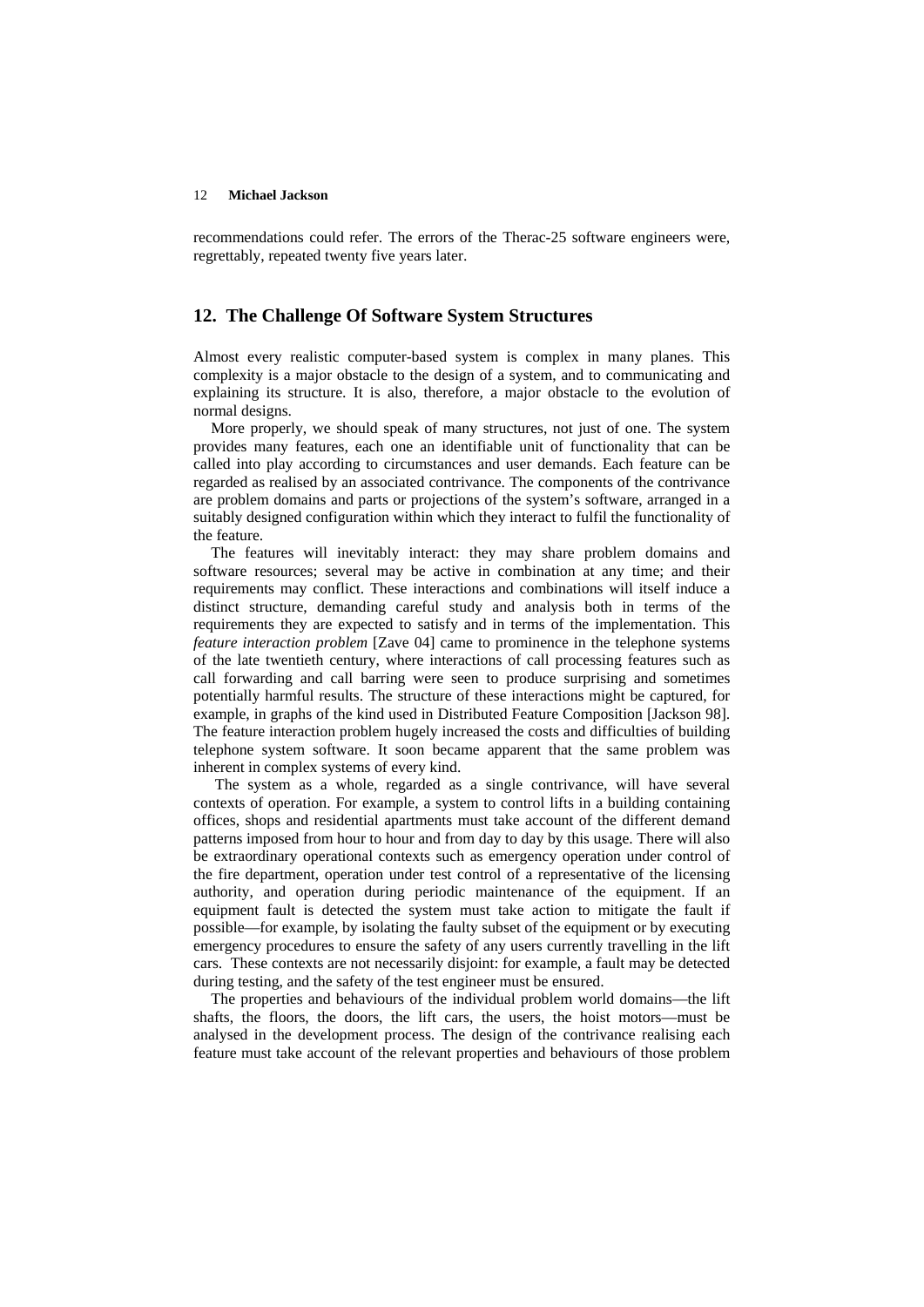recommendations could refer. The errors of the Therac-25 software engineers were, regrettably, repeated twenty five years later.

## 12. The Challenge Of Software System Structures

Almost every realistic computer-based system is complex in many planes. This complexity is a major obstacle to the design of a system, and to communicating and explaining its structure. It is also, therefore, a major obstacle to the evolution of normal designs.

More properly, we should speak of many structures, not just of one. The system provides many features, each one an identifiable unit of functionality that can be called into play according to circumstances and user demands. Each feature can be regarded as realised by an associated contrivance. The components of the contrivance are problem domains and parts or projections of the system's software, arranged in a suitably designed configuration within which they interact to fulfil the functionality of the feature.

The features will inevitably interact: they may share problem domains and software resources; several may be active in combination at any time; and their requirements may conflict. These interactions and combinations will itself induce a distinct structure, demanding careful study and analysis both in terms of the requirements they are expected to satisfy and in terms of the implementation. This *feature interaction problem* [Zave 04] came to prominence in the telephone systems of the late twentieth century, where interactions of call processing features such as call forwarding and call barring were seen to produce surprising and sometimes potentially harmful results. The structure of these interactions might be captured, for example, in graphs of the kind used in Distributed Feature Composition [Jackson 98]. The feature interaction problem hugely increased the costs and difficulties of building telephone system software. It soon became apparent that the same problem was inherent in complex systems of every kind.

The system as a whole, regarded as a single contrivance, will have several contexts of operation. For example, a system to control lifts in a building containing offices, shops and residential apartments must take account of the different demand patterns imposed from hour to hour and from day to day by this usage. There will also be extraordinary operational contexts such as emergency operation under control of the fire department, operation under test control of a representative of the licensing authority, and operation during periodic maintenance of the equipment. If an equipment fault is detected the system must take action to mitigate the fault if possible—for example, by isolating the faulty subset of the equipment or by executing emergency procedures to ensure the safety of any users currently travelling in the lift cars. These contexts are not necessarily disjoint: for example, a fault may be detected during testing, and the safety of the test engineer must be ensured.

The properties and behaviours of the individual problem world domains—the lift shafts, the floors, the doors, the lift cars, the users, the hoist motors—must be analysed in the development process. The design of the contrivance realising each feature must take account of the relevant properties and behaviours of those problem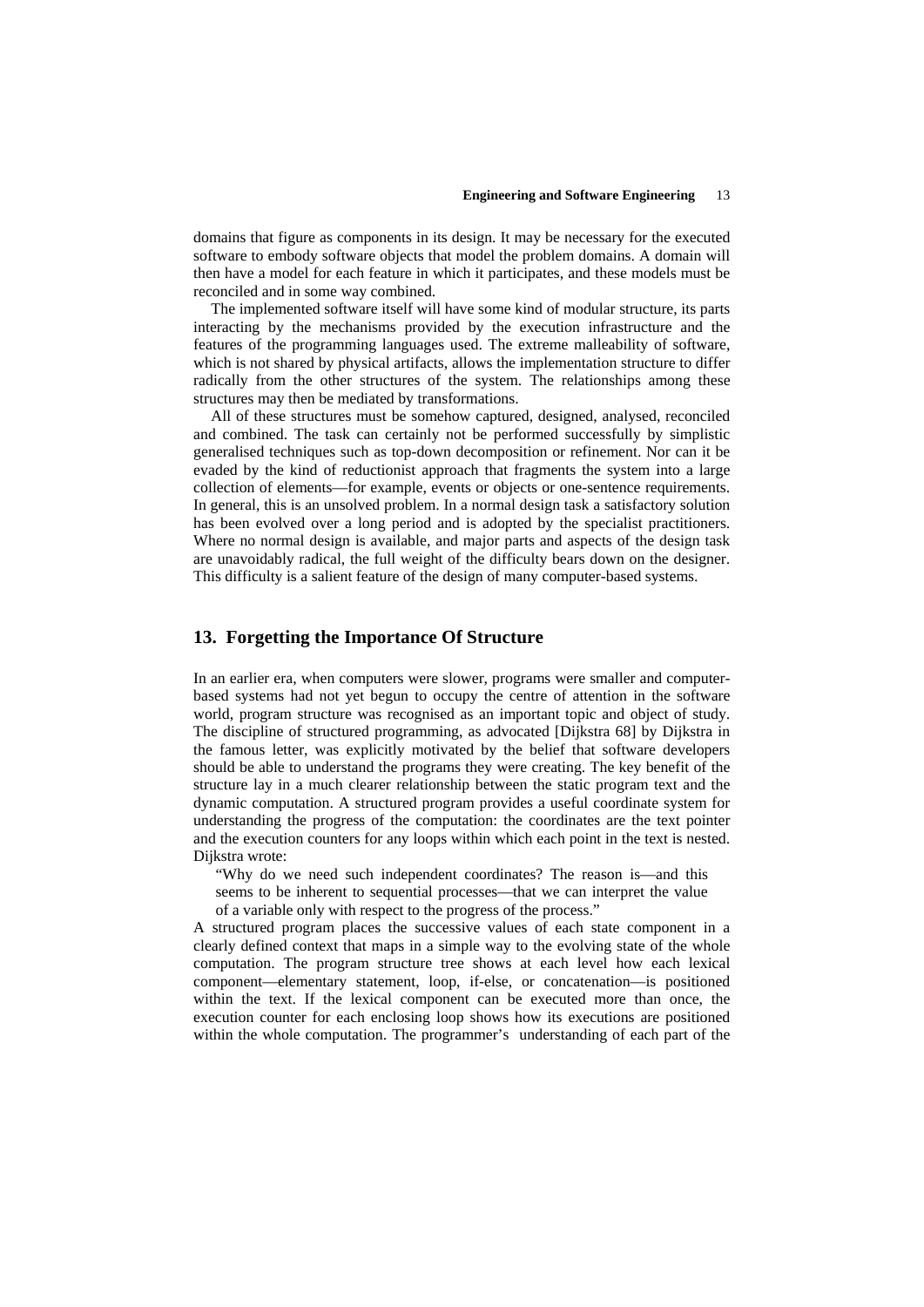domains that figure as components in its design. It may be necessary for the executed software to embody software objects that model the problem domains. A domain will then have a model for each feature in which it participates, and these models must be reconciled and in some way combined.

The implemented software itself will have some kind of modular structure, its parts interacting by the mechanisms provided by the execution infrastructure and the features of the programming languages used. The extreme malleability of software, which is not shared by physical artifacts, allows the implementation structure to differ radically from the other structures of the system. The relationships among these structures may then be mediated by transformations.

All of these structures must be somehow captured, designed, analysed, reconciled and combined. The task can certainly not be performed successfully by simplistic generalised techniques such as top-down decomposition or refinement. Nor can it be evaded by the kind of reductionist approach that fragments the system into a large collection of elements—for example, events or objects or one-sentence requirements. In general, this is an unsolved problem. In a normal design task a satisfactory solution has been evolved over a long period and is adopted by the specialist practitioners. Where no normal design is available, and major parts and aspects of the design task are unavoidably radical, the full weight of the difficulty bears down on the designer. This difficulty is a salient feature of the design of many computer-based systems.

## 13. Forgetting the Importance Of Structure

In an earlier era, when computers were slower, programs were smaller and computer-based systems had not yet begun to occupy the centre of attention in the software world, program structure was recognised as an important topic and object of study. The discipline of structured programming, as advocated [Dijkstra 68] by Dijkstra in the famous letter, was explicitly motivated by the belief that software developers should be able to understand the programs they were creating. The key benefit of the structure lay in a much clearer relationship between the static program text and the dynamic computation. A structured program provides a useful coordinate system for understanding the progress of the computation: the coordinates are the text pointer and the execution counters for any loops within which each point in the text is nested. Dijkstra wrote:

> "Why do we need such independent coordinates? The reason is—and this seems to be inherent to sequential processes—that we can interpret the value of a variable only with respect to the progress of the process."

A structured program places the successive values of each state component in a clearly defined context that maps in a simple way to the evolving state of the whole computation. The program structure tree shows at each level how each lexical component—elementary statement, loop, if-else, or concatenation—is positioned within the text. If the lexical component can be executed more than once, the execution counter for each enclosing loop shows how its executions are positioned within the whole computation. The programmer's understanding of each part of the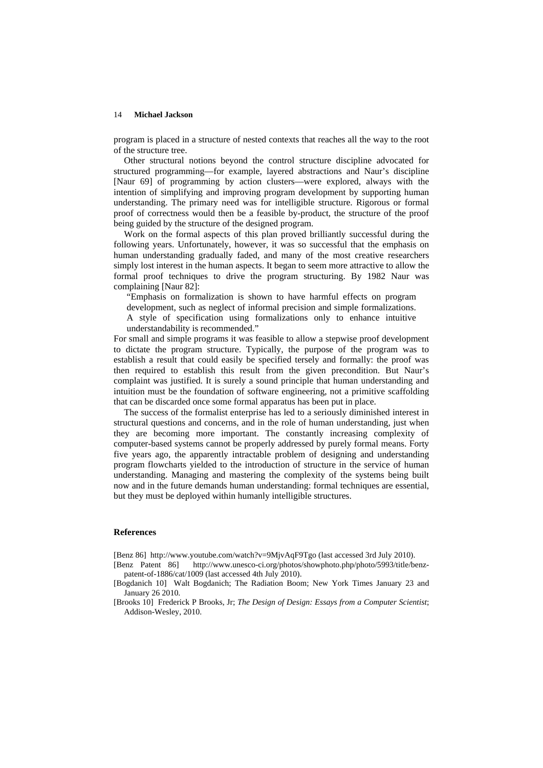program is placed in a structure of nested contexts that reaches all the way to the root of the structure tree.

Other structural notions beyond the control structure discipline advocated for structured programming—for example, layered abstractions and Naur's discipline [Naur 69] of programming by action clusters—were explored, always with the intention of simplifying and improving program development by supporting human understanding. The primary need was for intelligible structure. Rigorous or formal proof of correctness would then be a feasible by-product, the structure of the proof being guided by the structure of the designed program.

Work on the formal aspects of this plan proved brilliantly successful during the following years. Unfortunately, however, it was so successful that the emphasis on human understanding gradually faded, and many of the most creative researchers simply lost interest in the human aspects. It began to seem more attractive to allow the formal proof techniques to drive the program structuring. By 1982 Naur was complaining [Naur 82]:

> "Emphasis on formalization is shown to have harmful effects on program development, such as neglect of informal precision and simple formalizations. A style of specification using formalizations only to enhance intuitive understandability is recommended."

For small and simple programs it was feasible to allow a stepwise proof development to dictate the program structure. Typically, the purpose of the program was to establish a result that could easily be specified tersely and formally: the proof was then required to establish this result from the given precondition. But Naur's complaint was justified. It is surely a sound principle that human understanding and intuition must be the foundation of software engineering, not a primitive scaffolding that can be discarded once some formal apparatus has been put in place.

The success of the formalist enterprise has led to a seriously diminished interest in structural questions and concerns, and in the role of human understanding, just when they are becoming more important. The constantly increasing complexity of computer-based systems cannot be properly addressed by purely formal means. Forty five years ago, the apparently intractable problem of designing and understanding program flowcharts yielded to the introduction of structure in the service of human understanding. Managing and mastering the complexity of the systems being built now and in the future demands human understanding: formal techniques are essential, but they must be deployed within humanly intelligible structures.

## References

[Benz 86] http://www.youtube.com/watch?v=9MjvAqF9Tgo (last accessed 3rd July 2010).

[Benz Patent 86] http://www.unesco-ci.org/photos/showphoto.php/photo/5993/title/benz-patent-of-1886/cat/1009 (last accessed 4th July 2010).

[Bogdanich 10] Walt Bogdanich; The Radiation Boom; New York Times January 23 and January 26 2010.

[Brooks 10] Frederick P Brooks, Jr; *The Design of Design: Essays from a Computer Scientist*; Addison-Wesley, 2010.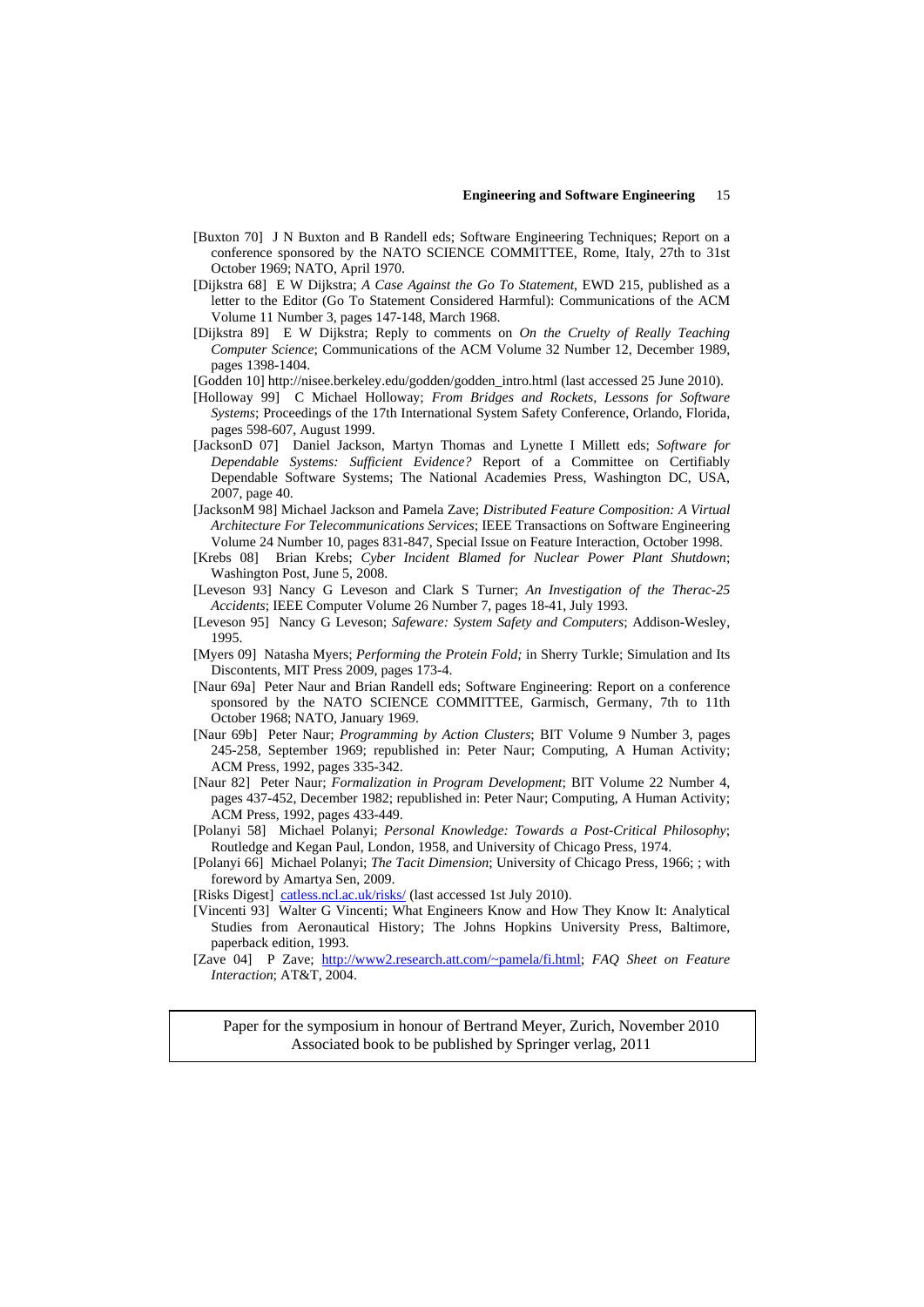[Buxton 70] J N Buxton and B Randell eds; Software Engineering Techniques; Report on a conference sponsored by the NATO SCIENCE COMMITTEE, Rome, Italy, 27th to 31st October 1969; NATO, April 1970.

[Dijkstra 68] E W Dijkstra; *A Case Against the Go To Statement*, EWD 215, published as a letter to the Editor (Go To Statement Considered Harmful): Communications of the ACM Volume 11 Number 3, pages 147-148, March 1968.

[Dijkstra 89] E W Dijkstra; Reply to comments on *On the Cruelty of Really Teaching Computer Science*; Communications of the ACM Volume 32 Number 12, December 1989, pages 1398-1404.

[Godden 10] http://nisee.berkeley.edu/godden/godden_intro.html (last accessed 25 June 2010).

[Holloway 99] C Michael Holloway; *From Bridges and Rockets, Lessons for Software Systems*; Proceedings of the 17th International System Safety Conference, Orlando, Florida, pages 598-607, August 1999.

[JacksonD 07] Daniel Jackson, Martyn Thomas and Lynette I Millett eds; *Software for Dependable Systems: Sufficient Evidence?* Report of a Committee on Certifiably Dependable Software Systems; The National Academies Press, Washington DC, USA, 2007, page 40.

[JacksonM 98] Michael Jackson and Pamela Zave; *Distributed Feature Composition: A Virtual Architecture For Telecommunications Services*; IEEE Transactions on Software Engineering Volume 24 Number 10, pages 831-847, Special Issue on Feature Interaction, October 1998.

[Krebs 08] Brian Krebs; *Cyber Incident Blamed for Nuclear Power Plant Shutdown*; Washington Post, June 5, 2008.

[Leveson 93] Nancy G Leveson and Clark S Turner; *An Investigation of the Therac-25 Accidents*; IEEE Computer Volume 26 Number 7, pages 18-41, July 1993.

[Leveson 95] Nancy G Leveson; *Safeware: System Safety and Computers*; Addison-Wesley, 1995.

[Myers 09] Natasha Myers; *Performing the Protein Fold;* in Sherry Turkle; Simulation and Its Discontents, MIT Press 2009, pages 173-4.

[Naur 69a] Peter Naur and Brian Randell eds; Software Engineering: Report on a conference sponsored by the NATO SCIENCE COMMITTEE, Garmisch, Germany, 7th to 11th October 1968; NATO, January 1969.

[Naur 69b] Peter Naur; *Programming by Action Clusters*; BIT Volume 9 Number 3, pages 245-258, September 1969; republished in: Peter Naur; Computing, A Human Activity; ACM Press, 1992, pages 335-342.

[Naur 82] Peter Naur; *Formalization in Program Development*; BIT Volume 22 Number 4, pages 437-452, December 1982; republished in: Peter Naur; Computing, A Human Activity; ACM Press, 1992, pages 433-449.

[Polanyi 58] Michael Polanyi; *Personal Knowledge: Towards a Post-Critical Philosophy*; Routledge and Kegan Paul, London, 1958, and University of Chicago Press, 1974.

[Polanyi 66] Michael Polanyi; *The Tacit Dimension*; University of Chicago Press, 1966; ; with foreword by Amartya Sen, 2009.

[Risks Digest] catless.ncl.ac.uk/risks/ (last accessed 1st July 2010).

[Vincenti 93] Walter G Vincenti; What Engineers Know and How They Know It: Analytical Studies from Aeronautical History; The Johns Hopkins University Press, Baltimore, paperback edition, 1993.

[Zave 04] P Zave; http://www2.research.att.com/~pamela/fi.html; *FAQ Sheet on Feature Interaction*; AT&T, 2004.

Paper for the symposium in honour of Bertrand Meyer, Zurich, November 2010
Associated book to be published by Springer verlag, 2011